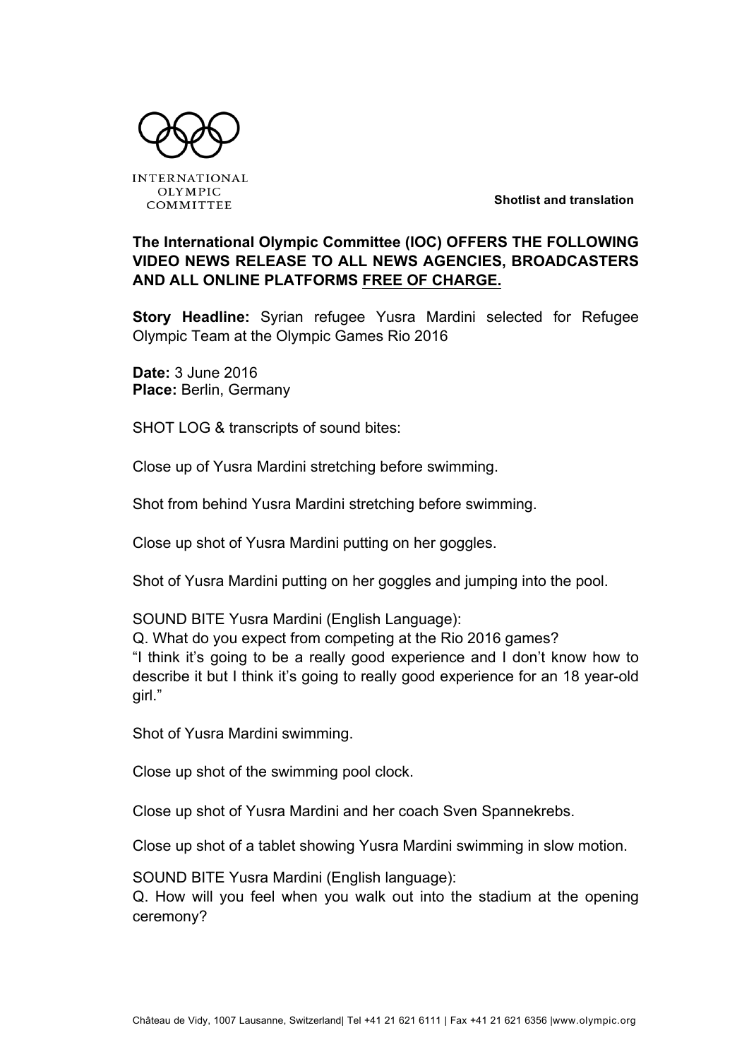INTERNATIONAL OLYMPIC COMMITTEE

**Shotlist and translation**

**The International Olympic Committee (IOC) OFFERS THE FOLLOWING VIDEO NEWS RELEASE TO ALL NEWS AGENCIES, BROADCASTERS AND ALL ONLINE PLATFORMS FREE OF CHARGE.**

**Story Headline:** Syrian refugee Yusra Mardini selected for Refugee Olympic Team at the Olympic Games Rio 2016

**Date:** 3 June 2016
**Place:** Berlin, Germany

SHOT LOG & transcripts of sound bites:

Close up of Yusra Mardini stretching before swimming.

Shot from behind Yusra Mardini stretching before swimming.

Close up shot of Yusra Mardini putting on her goggles.

Shot of Yusra Mardini putting on her goggles and jumping into the pool.

SOUND BITE Yusra Mardini (English Language):
Q. What do you expect from competing at the Rio 2016 games?
"I think it's going to be a really good experience and I don't know how to describe it but I think it's going to really good experience for an 18 year-old girl."

Shot of Yusra Mardini swimming.

Close up shot of the swimming pool clock.

Close up shot of Yusra Mardini and her coach Sven Spannekrebs.

Close up shot of a tablet showing Yusra Mardini swimming in slow motion.

SOUND BITE Yusra Mardini (English language):
Q. How will you feel when you walk out into the stadium at the opening ceremony?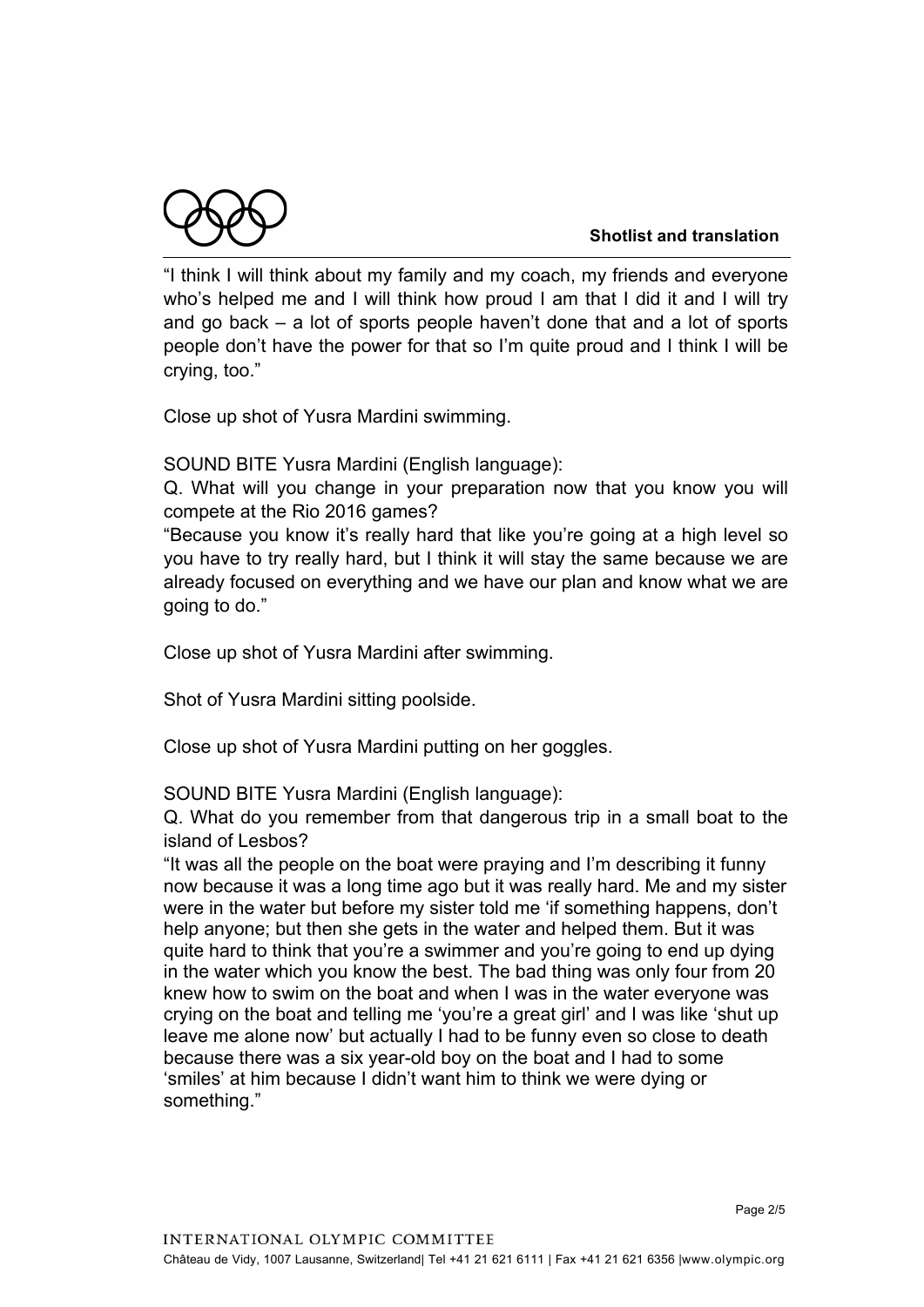"I think I will think about my family and my coach, my friends and everyone who's helped me and I will think how proud I am that I did it and I will try and go back – a lot of sports people haven't done that and a lot of sports people don't have the power for that so I'm quite proud and I think I will be crying, too."

Close up shot of Yusra Mardini swimming.

SOUND BITE Yusra Mardini (English language):
Q. What will you change in your preparation now that you know you will compete at the Rio 2016 games?
"Because you know it's really hard that like you're going at a high level so you have to try really hard, but I think it will stay the same because we are already focused on everything and we have our plan and know what we are going to do."

Close up shot of Yusra Mardini after swimming.

Shot of Yusra Mardini sitting poolside.

Close up shot of Yusra Mardini putting on her goggles.

SOUND BITE Yusra Mardini (English language):
Q. What do you remember from that dangerous trip in a small boat to the island of Lesbos?
"It was all the people on the boat were praying and I'm describing it funny now because it was a long time ago but it was really hard. Me and my sister were in the water but before my sister told me 'if something happens, don't help anyone; but then she gets in the water and helped them. But it was quite hard to think that you're a swimmer and you're going to end up dying in the water which you know the best. The bad thing was only four from 20 knew how to swim on the boat and when I was in the water everyone was crying on the boat and telling me 'you're a great girl' and I was like 'shut up leave me alone now' but actually I had to be funny even so close to death because there was a six year-old boy on the boat and I had to some 'smiles' at him because I didn't want him to think we were dying or something."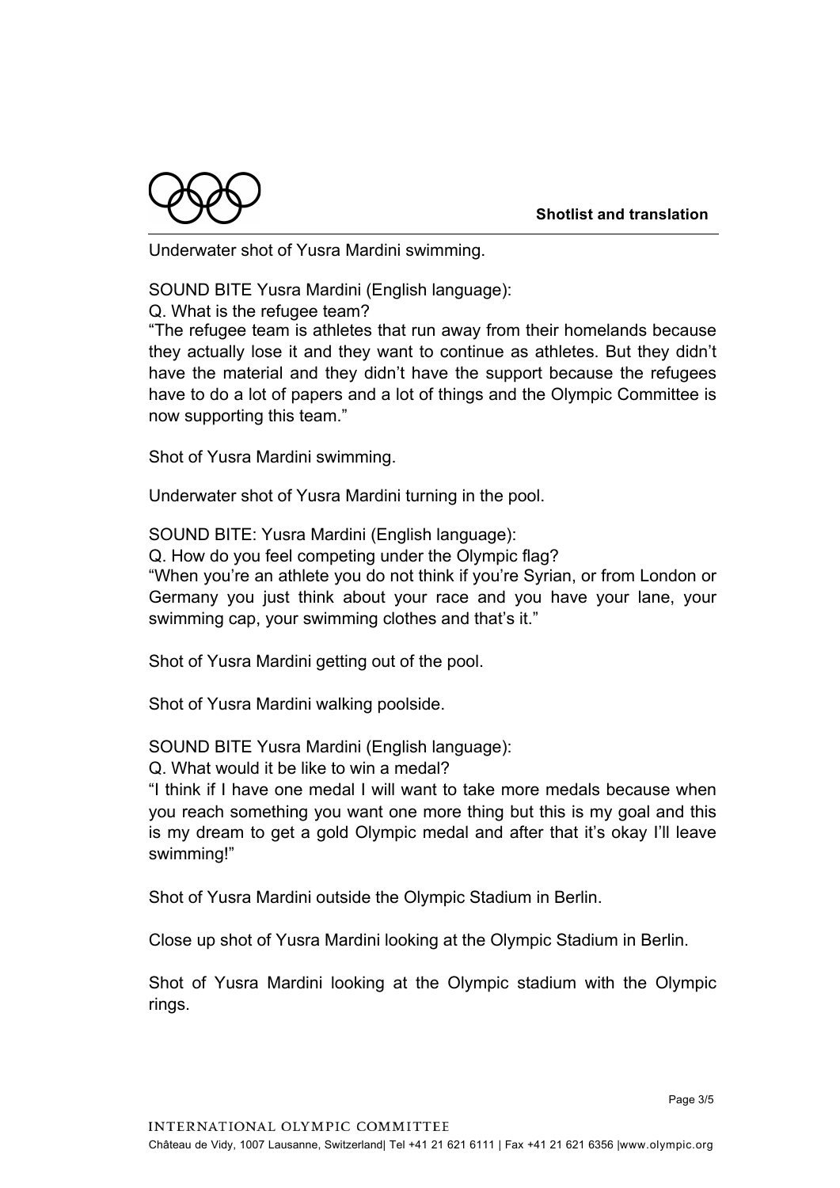Underwater shot of Yusra Mardini swimming.

SOUND BITE Yusra Mardini (English language):

Q. What is the refugee team?

"The refugee team is athletes that run away from their homelands because they actually lose it and they want to continue as athletes. But they didn't have the material and they didn't have the support because the refugees have to do a lot of papers and a lot of things and the Olympic Committee is now supporting this team."

Shot of Yusra Mardini swimming.

Underwater shot of Yusra Mardini turning in the pool.

SOUND BITE: Yusra Mardini (English language):

Q. How do you feel competing under the Olympic flag?

"When you're an athlete you do not think if you're Syrian, or from London or Germany you just think about your race and you have your lane, your swimming cap, your swimming clothes and that's it."

Shot of Yusra Mardini getting out of the pool.

Shot of Yusra Mardini walking poolside.

SOUND BITE Yusra Mardini (English language):

Q. What would it be like to win a medal?

"I think if I have one medal I will want to take more medals because when you reach something you want one more thing but this is my goal and this is my dream to get a gold Olympic medal and after that it's okay I'll leave swimming!"

Shot of Yusra Mardini outside the Olympic Stadium in Berlin.

Close up shot of Yusra Mardini looking at the Olympic Stadium in Berlin.

Shot of Yusra Mardini looking at the Olympic stadium with the Olympic rings.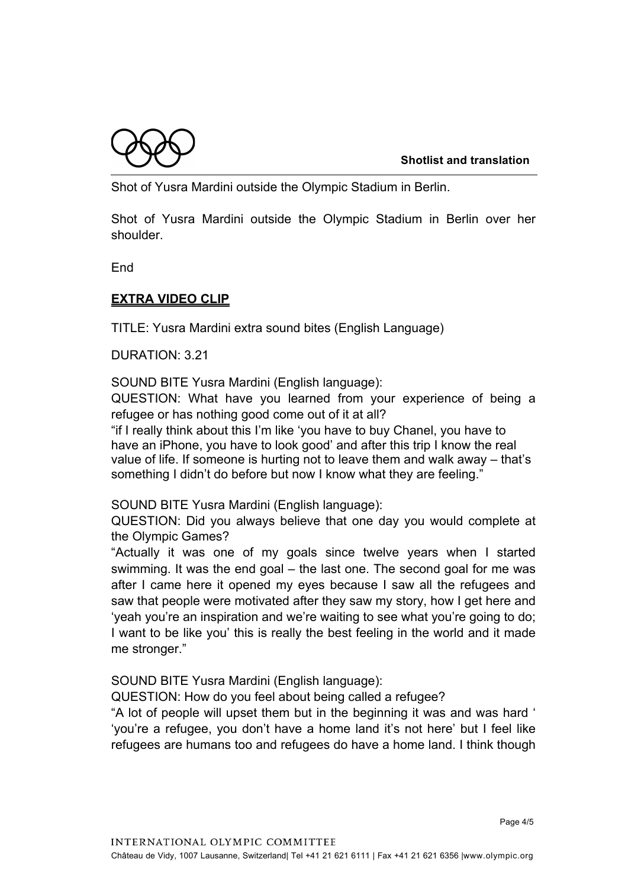Shot of Yusra Mardini outside the Olympic Stadium in Berlin.

Shot of Yusra Mardini outside the Olympic Stadium in Berlin over her shoulder.

End

## **EXTRA VIDEO CLIP**

TITLE: Yusra Mardini extra sound bites (English Language)

DURATION: 3.21

SOUND BITE Yusra Mardini (English language):
QUESTION: What have you learned from your experience of being a refugee or has nothing good come out of it at all?
"if I really think about this I'm like 'you have to buy Chanel, you have to have an iPhone, you have to look good' and after this trip I know the real value of life. If someone is hurting not to leave them and walk away – that's something I didn't do before but now I know what they are feeling."

SOUND BITE Yusra Mardini (English language):
QUESTION: Did you always believe that one day you would complete at the Olympic Games?
"Actually it was one of my goals since twelve years when I started swimming. It was the end goal – the last one. The second goal for me was after I came here it opened my eyes because I saw all the refugees and saw that people were motivated after they saw my story, how I get here and 'yeah you're an inspiration and we're waiting to see what you're going to do; I want to be like you' this is really the best feeling in the world and it made me stronger."

SOUND BITE Yusra Mardini (English language):
QUESTION: How do you feel about being called a refugee?
"A lot of people will upset them but in the beginning it was and was hard ' 'you're a refugee, you don't have a home land it's not here' but I feel like refugees are humans too and refugees do have a home land. I think though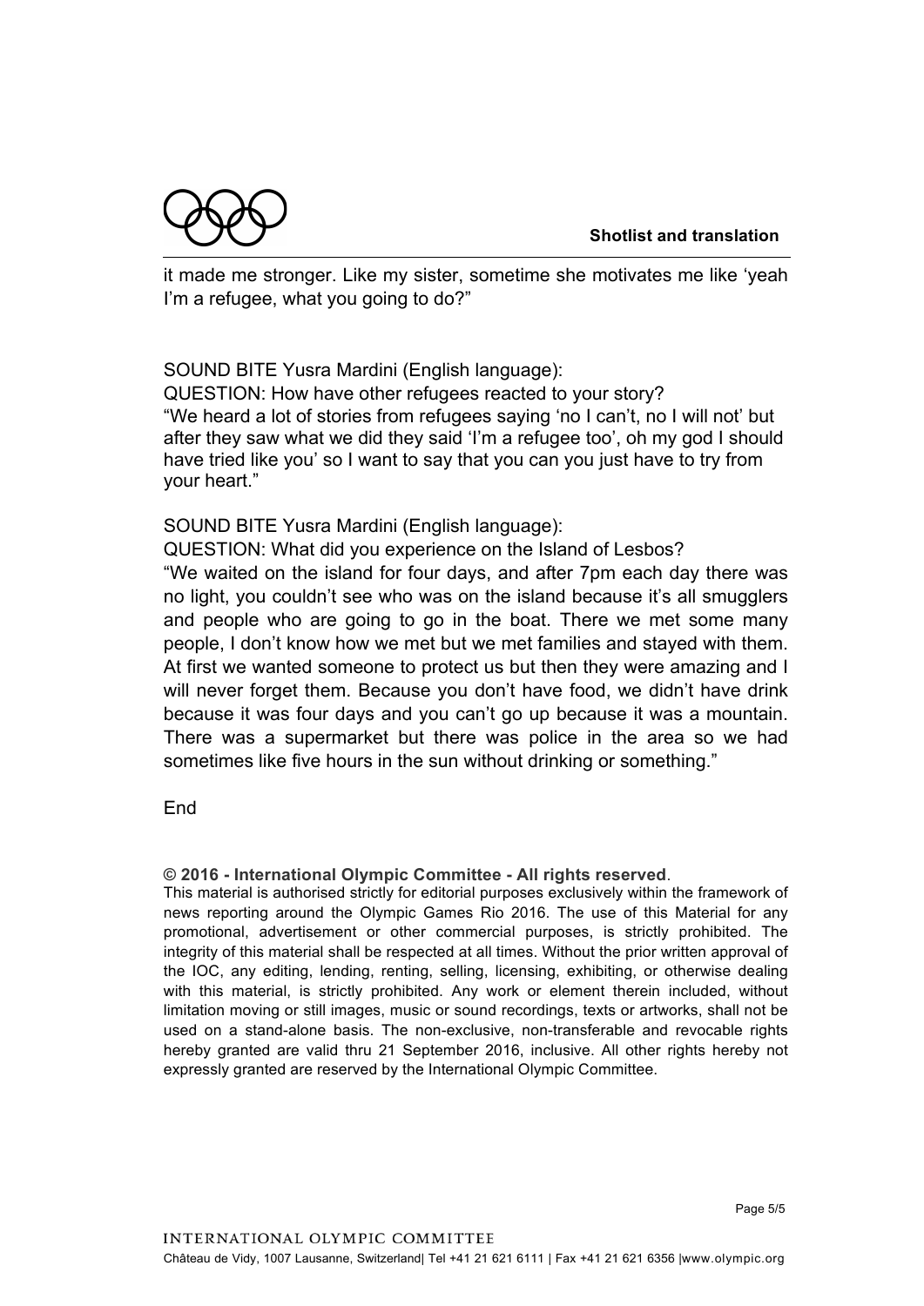it made me stronger. Like my sister, sometime she motivates me like 'yeah I'm a refugee, what you going to do?"

SOUND BITE Yusra Mardini (English language):
QUESTION: How have other refugees reacted to your story?
"We heard a lot of stories from refugees saying 'no I can't, no I will not' but after they saw what we did they said 'I'm a refugee too', oh my god I should have tried like you' so I want to say that you can you just have to try from your heart."

SOUND BITE Yusra Mardini (English language):
QUESTION: What did you experience on the Island of Lesbos?
"We waited on the island for four days, and after 7pm each day there was no light, you couldn't see who was on the island because it's all smugglers and people who are going to go in the boat. There we met some many people, I don't know how we met but we met families and stayed with them. At first we wanted someone to protect us but then they were amazing and I will never forget them. Because you don't have food, we didn't have drink because it was four days and you can't go up because it was a mountain. There was a supermarket but there was police in the area so we had sometimes like five hours in the sun without drinking or something."

End

**© 2016 - International Olympic Committee - All rights reserved**.
This material is authorised strictly for editorial purposes exclusively within the framework of news reporting around the Olympic Games Rio 2016. The use of this Material for any promotional, advertisement or other commercial purposes, is strictly prohibited. The integrity of this material shall be respected at all times. Without the prior written approval of the IOC, any editing, lending, renting, selling, licensing, exhibiting, or otherwise dealing with this material, is strictly prohibited. Any work or element therein included, without limitation moving or still images, music or sound recordings, texts or artworks, shall not be used on a stand-alone basis. The non-exclusive, non-transferable and revocable rights hereby granted are valid thru 21 September 2016, inclusive. All other rights hereby not expressly granted are reserved by the International Olympic Committee.